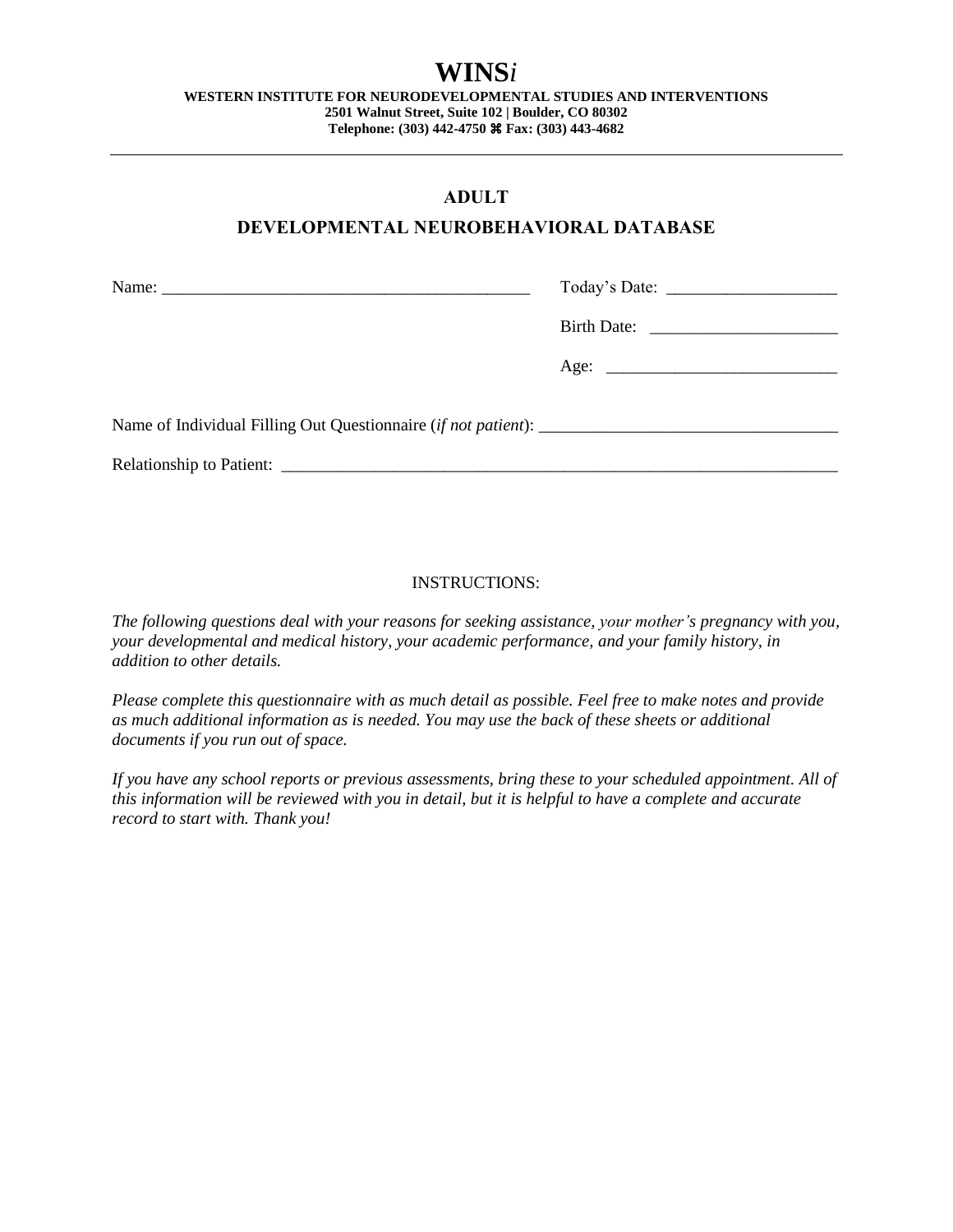# WINS*i*

**WESTERN INSTITUTE FOR NEURODEVELOPMENTAL STUDIES AND INTERVENTIONS**
**2501 Walnut Street, Suite 102 | Boulder, CO 80302**
**Telephone: (303) 442-4750 ⌘ Fax: (303) 443-4682**

---

## ADULT

## DEVELOPMENTAL NEUROBEHAVIORAL DATABASE

Name: ____________________________________________ Today's Date: ____________________

Birth Date: ______________________

Age: ___________________________

Name of Individual Filling Out Questionnaire (*if not patient*): ___________________________________

Relationship to Patient: ____________________________________________________________________

INSTRUCTIONS:

*The following questions deal with your reasons for seeking assistance, your mother's pregnancy with you, your developmental and medical history, your academic performance, and your family history, in addition to other details.*

*Please complete this questionnaire with as much detail as possible. Feel free to make notes and provide as much additional information as is needed. You may use the back of these sheets or additional documents if you run out of space.*

*If you have any school reports or previous assessments, bring these to your scheduled appointment. All of this information will be reviewed with you in detail, but it is helpful to have a complete and accurate record to start with. Thank you!*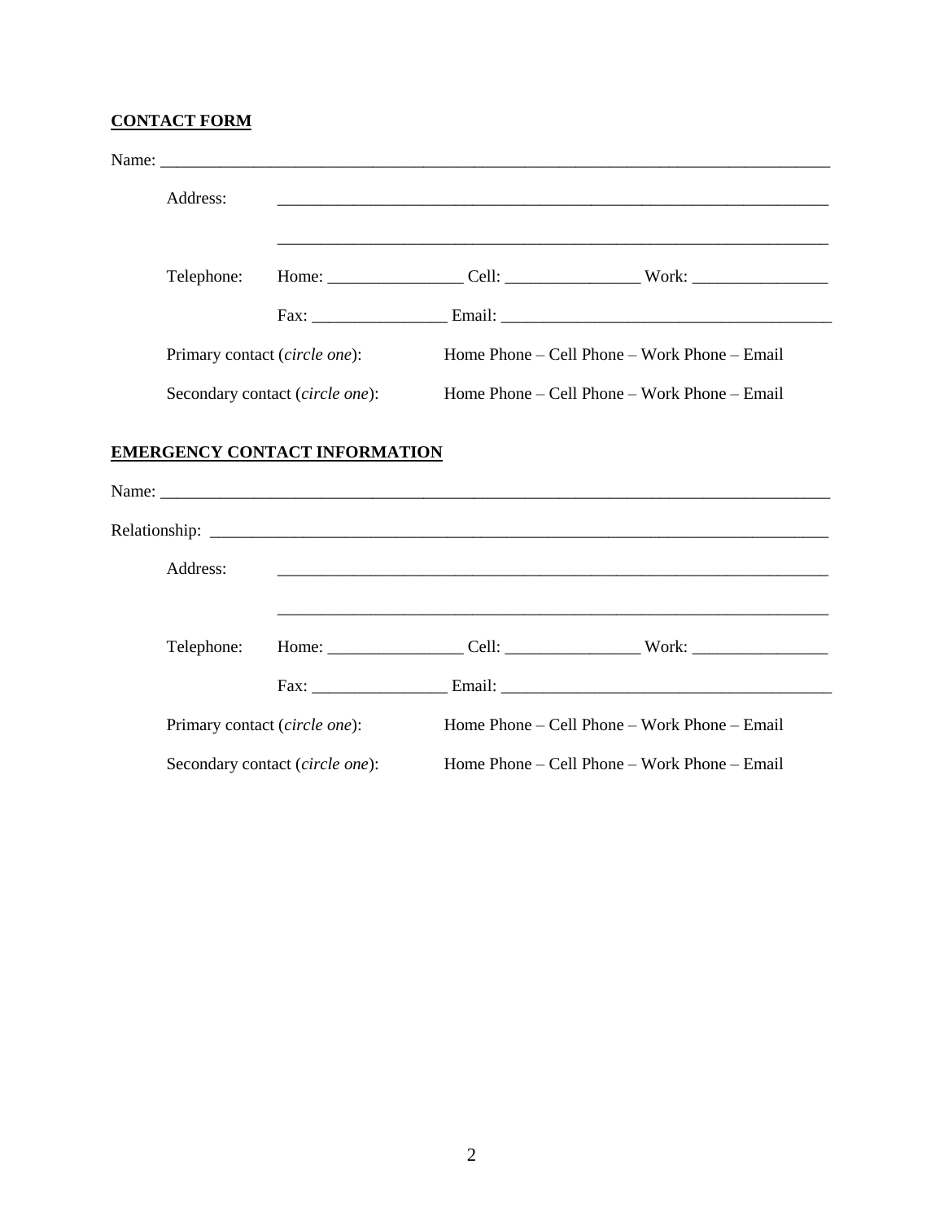## CONTACT FORM

Name: ______________________________________________________________________________

Address: ____________________________________________________________________

____________________________________________________________________

Telephone: Home: ________________ Cell: ________________ Work: ________________

Fax: ________________ Email: ________________________________________

Primary contact (*circle one*): Home Phone – Cell Phone – Work Phone – Email

Secondary contact (*circle one*): Home Phone – Cell Phone – Work Phone – Email

## EMERGENCY CONTACT INFORMATION

Name: ______________________________________________________________________________

Relationship: ______________________________________________________________________

Address: ____________________________________________________________________

____________________________________________________________________

Telephone: Home: ________________ Cell: ________________ Work: ________________

Fax: ________________ Email: ________________________________________

Primary contact (*circle one*): Home Phone – Cell Phone – Work Phone – Email

Secondary contact (*circle one*): Home Phone – Cell Phone – Work Phone – Email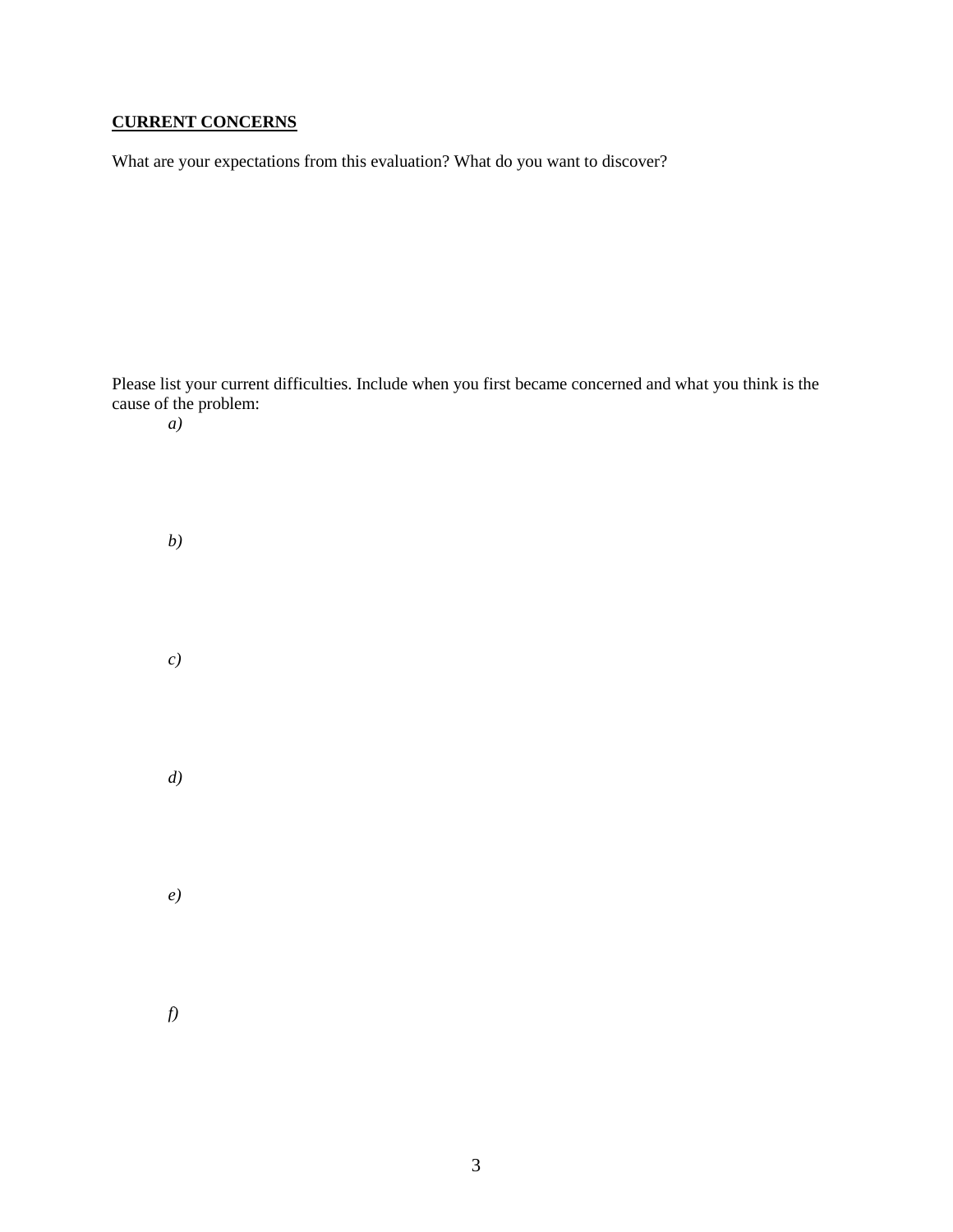**CURRENT CONCERNS**

What are your expectations from this evaluation? What do you want to discover?

Please list your current difficulties. Include when you first became concerned and what you think is the cause of the problem:

*a)*

*b)*

*c)*

*d)*

*e)*

*f)*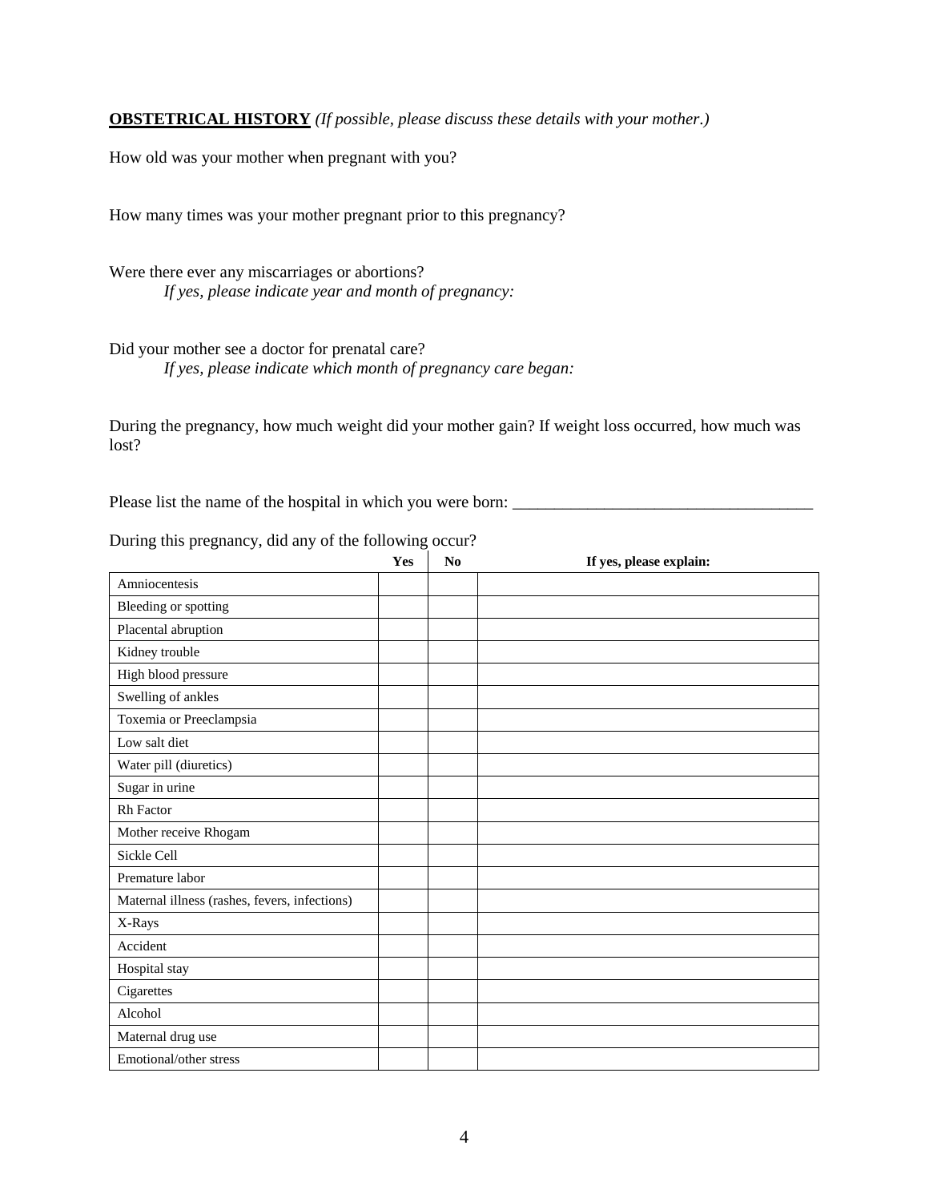**<u>OBSTETRICAL HISTORY</u>** *(If possible, please discuss these details with your mother.)*

How old was your mother when pregnant with you?

How many times was your mother pregnant prior to this pregnancy?

Were there ever any miscarriages or abortions?

*If yes, please indicate year and month of pregnancy:*

Did your mother see a doctor for prenatal care?

*If yes, please indicate which month of pregnancy care began:*

During the pregnancy, how much weight did your mother gain? If weight loss occurred, how much was lost?

Please list the name of the hospital in which you were born: ____________________________________

During this pregnancy, did any of the following occur?

| | Yes | No | If yes, please explain: |
|---|---|---|---|
| Amniocentesis | | | |
| Bleeding or spotting | | | |
| Placental abruption | | | |
| Kidney trouble | | | |
| High blood pressure | | | |
| Swelling of ankles | | | |
| Toxemia or Preeclampsia | | | |
| Low salt diet | | | |
| Water pill (diuretics) | | | |
| Sugar in urine | | | |
| Rh Factor | | | |
| Mother receive Rhogam | | | |
| Sickle Cell | | | |
| Premature labor | | | |
| Maternal illness (rashes, fevers, infections) | | | |
| X-Rays | | | |
| Accident | | | |
| Hospital stay | | | |
| Cigarettes | | | |
| Alcohol | | | |
| Maternal drug use | | | |
| Emotional/other stress | | | |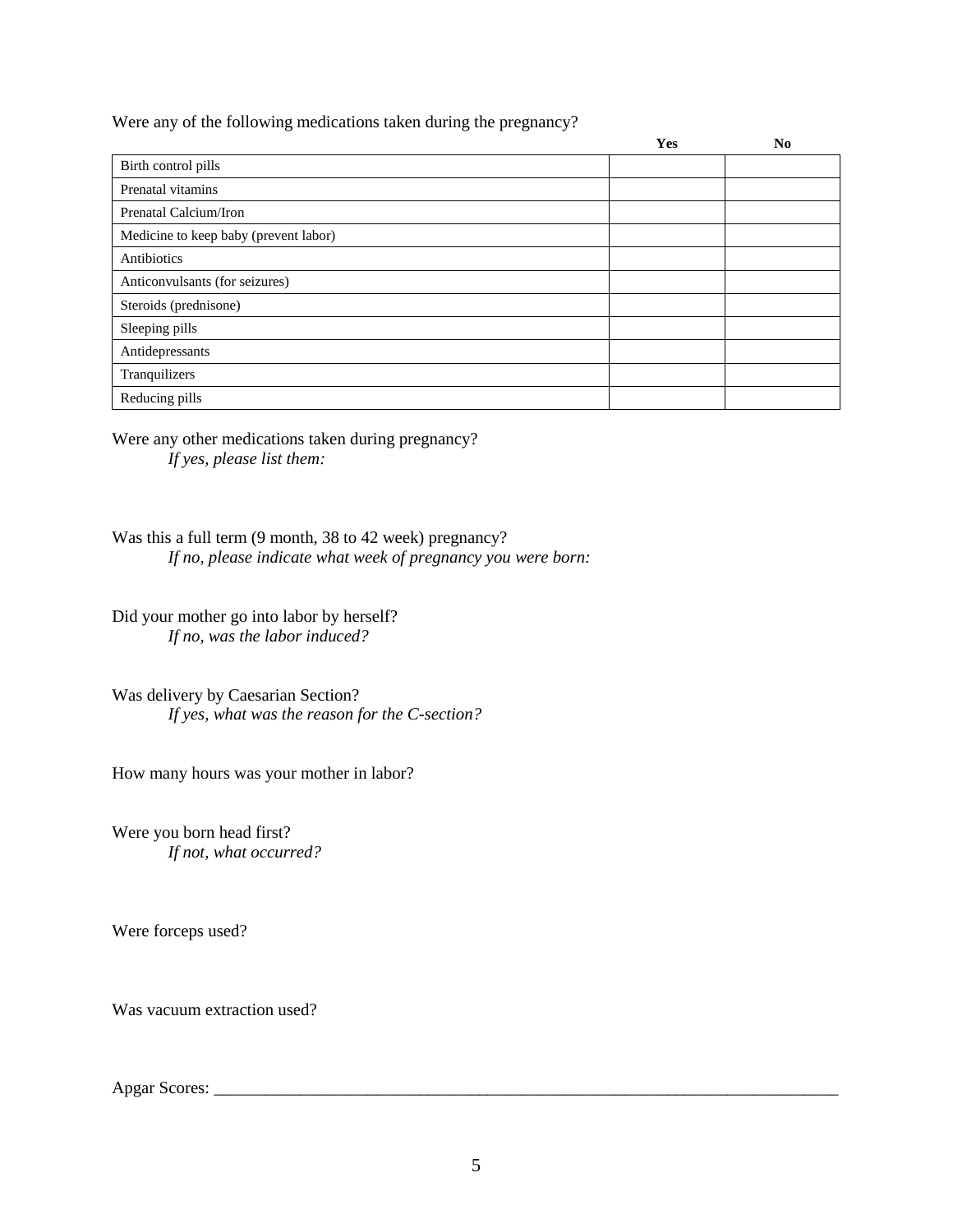Were any of the following medications taken during the pregnancy?

| | Yes | No |
|---|---|---|
| Birth control pills | | |
| Prenatal vitamins | | |
| Prenatal Calcium/Iron | | |
| Medicine to keep baby (prevent labor) | | |
| Antibiotics | | |
| Anticonvulsants (for seizures) | | |
| Steroids (prednisone) | | |
| Sleeping pills | | |
| Antidepressants | | |
| Tranquilizers | | |
| Reducing pills | | |

Were any other medications taken during pregnancy?
*If yes, please list them:*

Was this a full term (9 month, 38 to 42 week) pregnancy?
*If no, please indicate what week of pregnancy you were born:*

Did your mother go into labor by herself?
*If no, was the labor induced?*

Was delivery by Caesarian Section?
*If yes, what was the reason for the C-section?*

How many hours was your mother in labor?

Were you born head first?
*If not, what occurred?*

Were forceps used?

Was vacuum extraction used?

Apgar Scores: ______________________________________________________________________________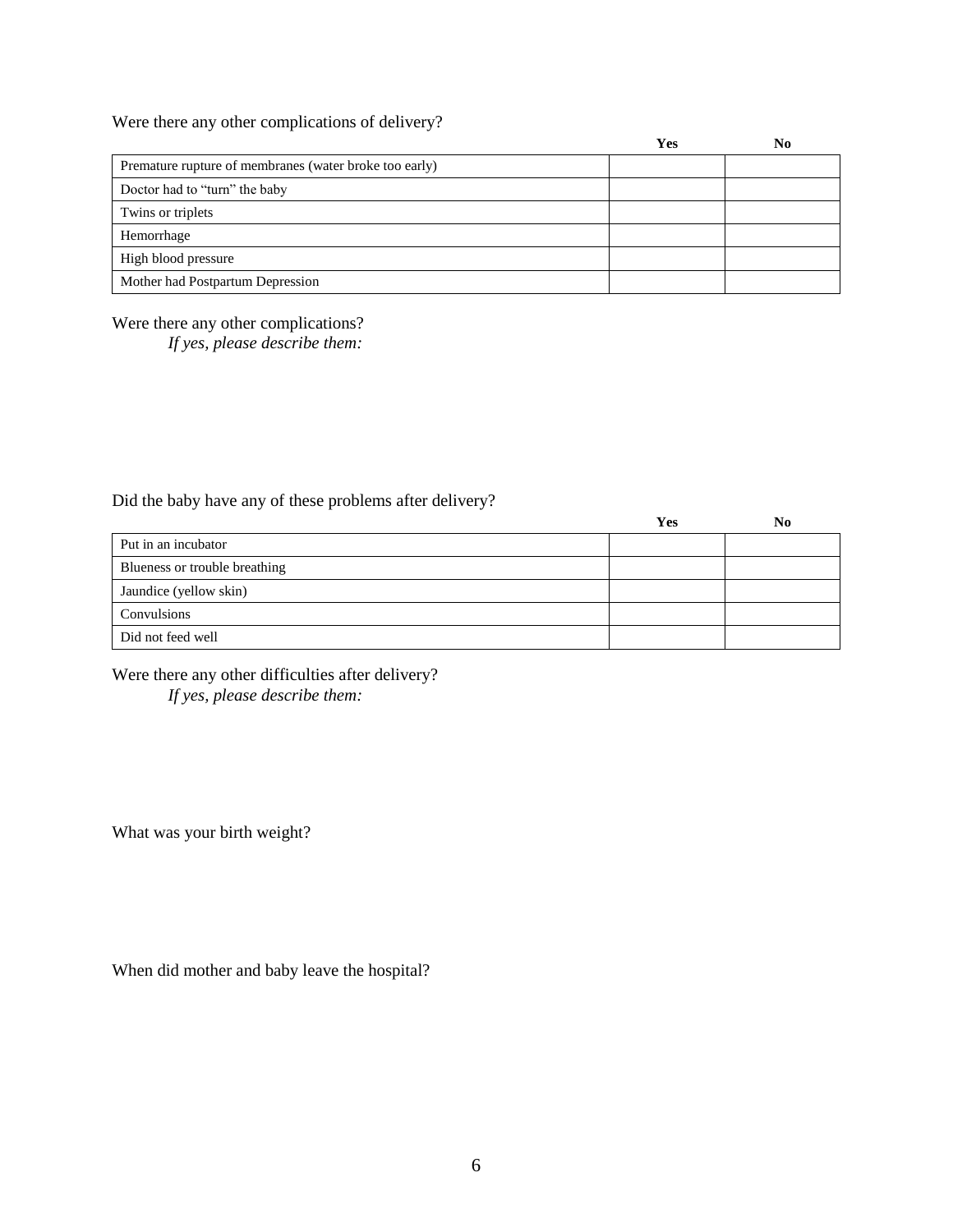Were there any other complications of delivery?

| | Yes | No |
|---|---|---|
| Premature rupture of membranes (water broke too early) | | |
| Doctor had to "turn" the baby | | |
| Twins or triplets | | |
| Hemorrhage | | |
| High blood pressure | | |
| Mother had Postpartum Depression | | |

Were there any other complications?

*If yes, please describe them:*

Did the baby have any of these problems after delivery?

| | Yes | No |
|---|---|---|
| Put in an incubator | | |
| Blueness or trouble breathing | | |
| Jaundice (yellow skin) | | |
| Convulsions | | |
| Did not feed well | | |

Were there any other difficulties after delivery?

*If yes, please describe them:*

What was your birth weight?

When did mother and baby leave the hospital?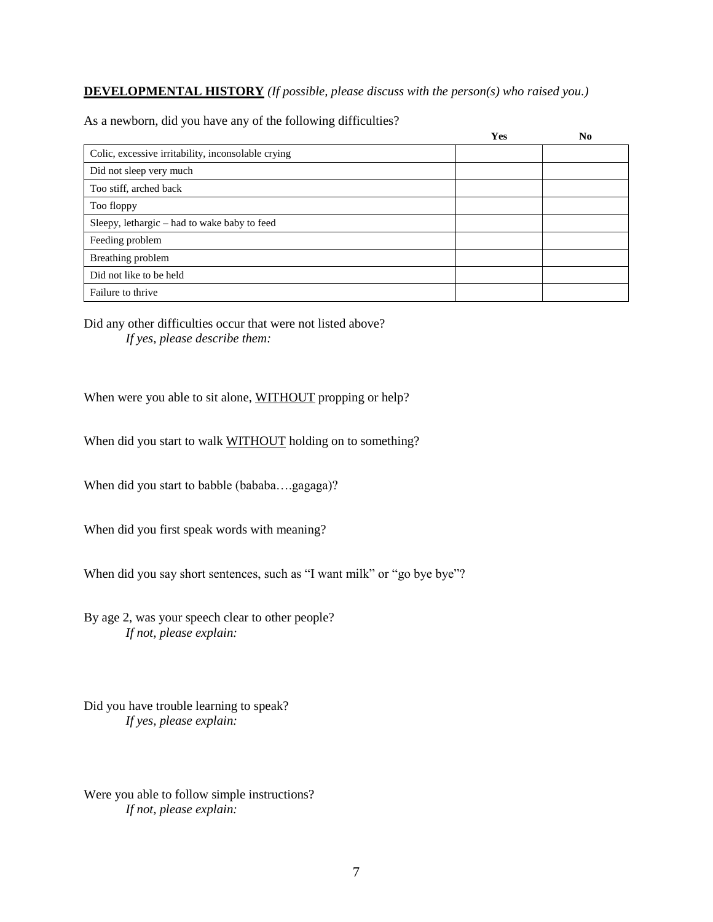**DEVELOPMENTAL HISTORY** *(If possible, please discuss with the person(s) who raised you.)*

As a newborn, did you have any of the following difficulties?

| | **Yes** | **No** |
|---|---|---|
| Colic, excessive irritability, inconsolable crying | | |
| Did not sleep very much | | |
| Too stiff, arched back | | |
| Too floppy | | |
| Sleepy, lethargic – had to wake baby to feed | | |
| Feeding problem | | |
| Breathing problem | | |
| Did not like to be held | | |
| Failure to thrive | | |

Did any other difficulties occur that were not listed above?
*If yes, please describe them:*

When were you able to sit alone, WITHOUT propping or help?

When did you start to walk WITHOUT holding on to something?

When did you start to babble (bababa….gagaga)?

When did you first speak words with meaning?

When did you say short sentences, such as "I want milk" or "go bye bye"?

By age 2, was your speech clear to other people?
*If not, please explain:*

Did you have trouble learning to speak?
*If yes, please explain:*

Were you able to follow simple instructions?
*If not, please explain:*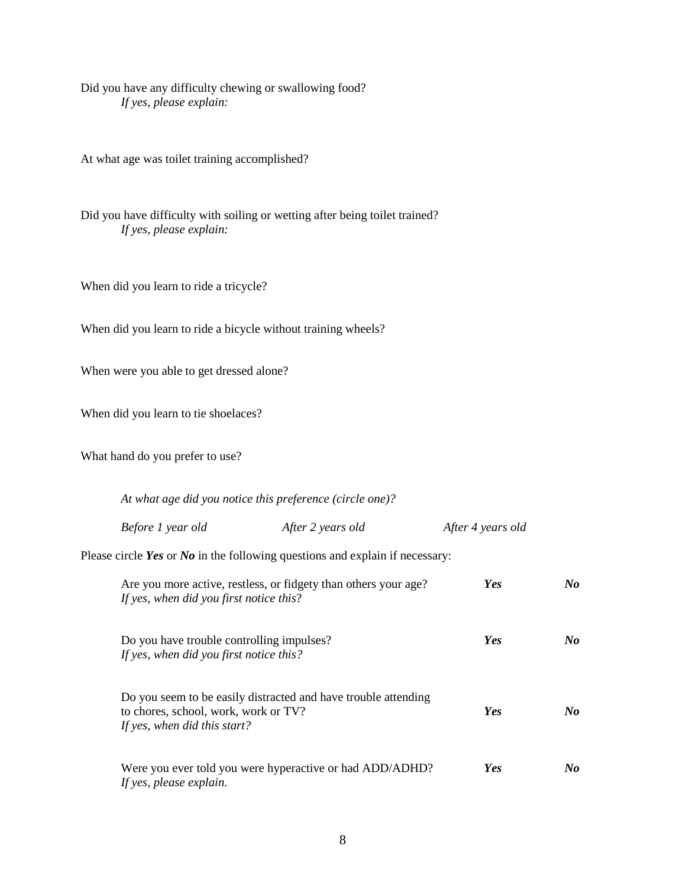Did you have any difficulty chewing or swallowing food?
*If yes, please explain:*

At what age was toilet training accomplished?

Did you have difficulty with soiling or wetting after being toilet trained?
*If yes, please explain:*

When did you learn to ride a tricycle?

When did you learn to ride a bicycle without training wheels?

When were you able to get dressed alone?

When did you learn to tie shoelaces?

What hand do you prefer to use?

*At what age did you notice this preference (circle one)?*

*Before 1 year old* *After 2 years old* *After 4 years old*

Please circle ***Yes*** or ***No*** in the following questions and explain if necessary:

Are you more active, restless, or fidgety than others your age? ***Yes*** ***No***
*If yes, when did you first notice this*?

Do you have trouble controlling impulses? ***Yes*** ***No***
*If yes, when did you first notice this?*

Do you seem to be easily distracted and have trouble attending to chores, school, work, work or TV? ***Yes*** ***No***
*If yes, when did this start?*

Were you ever told you were hyperactive or had ADD/ADHD? ***Yes*** ***No***
*If yes, please explain.*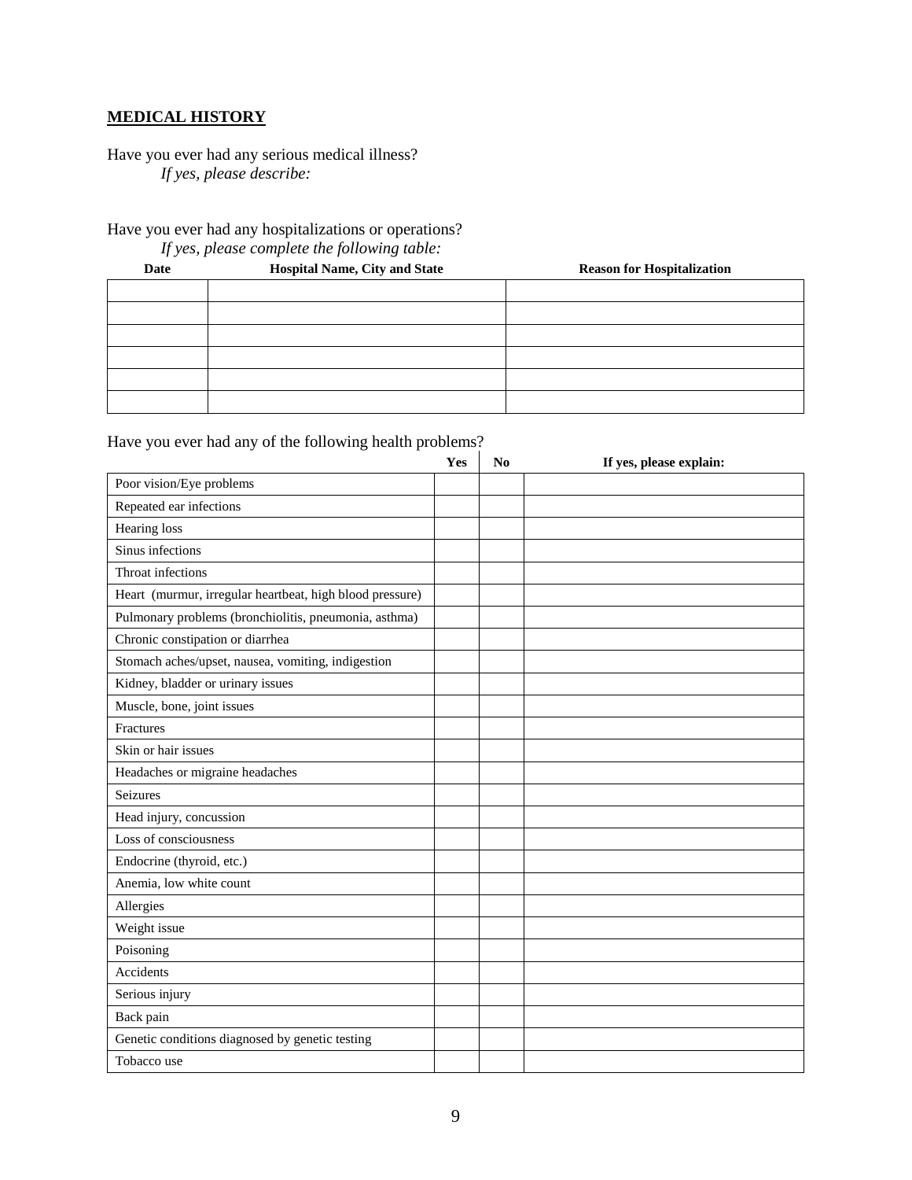## MEDICAL HISTORY

Have you ever had any serious medical illness?

*If yes, please describe:*

Have you ever had any hospitalizations or operations?

*If yes, please complete the following table:*

| Date | Hospital Name, City and State | Reason for Hospitalization |
|---|---|---|
| | | |
| | | |
| | | |
| | | |
| | | |
| | | |

Have you ever had any of the following health problems?

| | Yes | No | If yes, please explain: |
|---|---|---|---|
| Poor vision/Eye problems | | | |
| Repeated ear infections | | | |
| Hearing loss | | | |
| Sinus infections | | | |
| Throat infections | | | |
| Heart (murmur, irregular heartbeat, high blood pressure) | | | |
| Pulmonary problems (bronchiolitis, pneumonia, asthma) | | | |
| Chronic constipation or diarrhea | | | |
| Stomach aches/upset, nausea, vomiting, indigestion | | | |
| Kidney, bladder or urinary issues | | | |
| Muscle, bone, joint issues | | | |
| Fractures | | | |
| Skin or hair issues | | | |
| Headaches or migraine headaches | | | |
| Seizures | | | |
| Head injury, concussion | | | |
| Loss of consciousness | | | |
| Endocrine (thyroid, etc.) | | | |
| Anemia, low white count | | | |
| Allergies | | | |
| Weight issue | | | |
| Poisoning | | | |
| Accidents | | | |
| Serious injury | | | |
| Back pain | | | |
| Genetic conditions diagnosed by genetic testing | | | |
| Tobacco use | | | |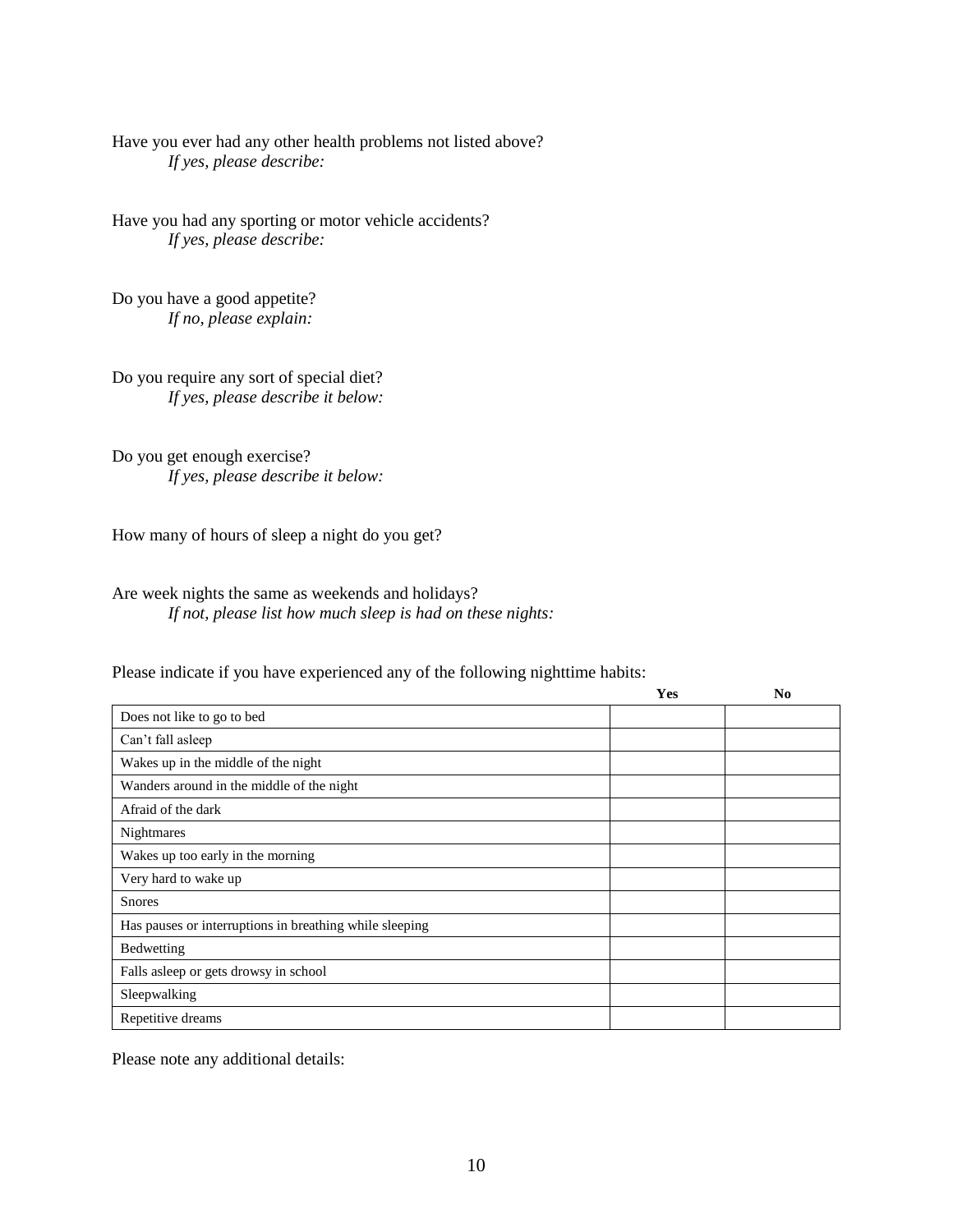Have you ever had any other health problems not listed above?

*If yes, please describe:*

Have you had any sporting or motor vehicle accidents?

*If yes, please describe:*

Do you have a good appetite?

*If no, please explain:*

Do you require any sort of special diet?

*If yes, please describe it below:*

Do you get enough exercise?

*If yes, please describe it below:*

How many of hours of sleep a night do you get?

Are week nights the same as weekends and holidays?

*If not, please list how much sleep is had on these nights:*

Please indicate if you have experienced any of the following nighttime habits:

| | **Yes** | **No** |
|---|---|---|
| Does not like to go to bed | | |
| Can't fall asleep | | |
| Wakes up in the middle of the night | | |
| Wanders around in the middle of the night | | |
| Afraid of the dark | | |
| Nightmares | | |
| Wakes up too early in the morning | | |
| Very hard to wake up | | |
| Snores | | |
| Has pauses or interruptions in breathing while sleeping | | |
| Bedwetting | | |
| Falls asleep or gets drowsy in school | | |
| Sleepwalking | | |
| Repetitive dreams | | |

Please note any additional details: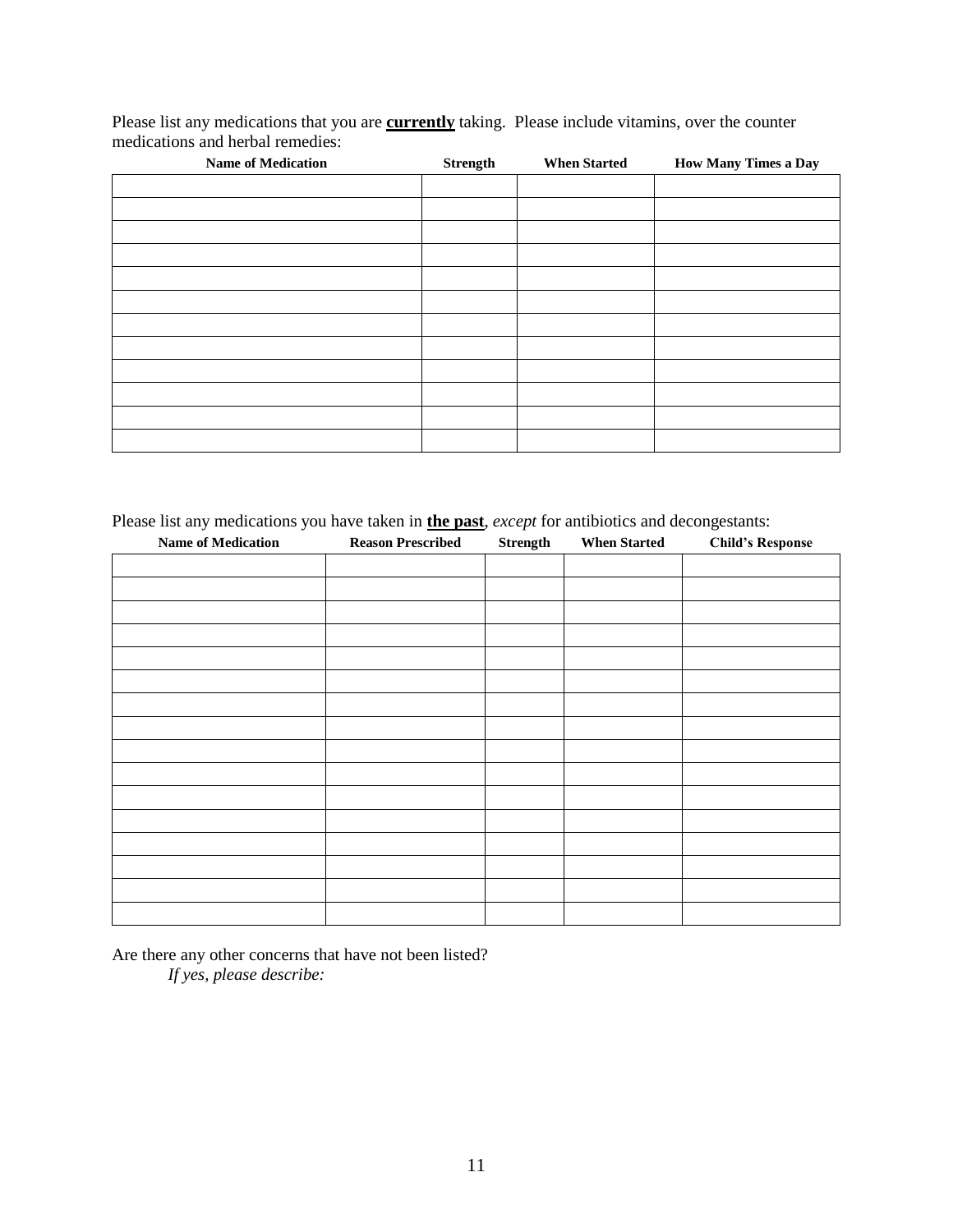Please list any medications that you are **<u>currently</u>** taking. Please include vitamins, over the counter medications and herbal remedies:

| Name of Medication | Strength | When Started | How Many Times a Day |
|---|---|---|---|
| | | | |
| | | | |
| | | | |
| | | | |
| | | | |
| | | | |
| | | | |
| | | | |
| | | | |
| | | | |
| | | | |
| | | | |

Please list any medications you have taken in **<u>the past</u>**, *except* for antibiotics and decongestants:

| Name of Medication | Reason Prescribed | Strength | When Started | Child's Response |
|---|---|---|---|---|
| | | | | |
| | | | | |
| | | | | |
| | | | | |
| | | | | |
| | | | | |
| | | | | |
| | | | | |
| | | | | |
| | | | | |
| | | | | |
| | | | | |
| | | | | |
| | | | | |
| | | | | |
| | | | | |

Are there any other concerns that have not been listed?

*If yes, please describe:*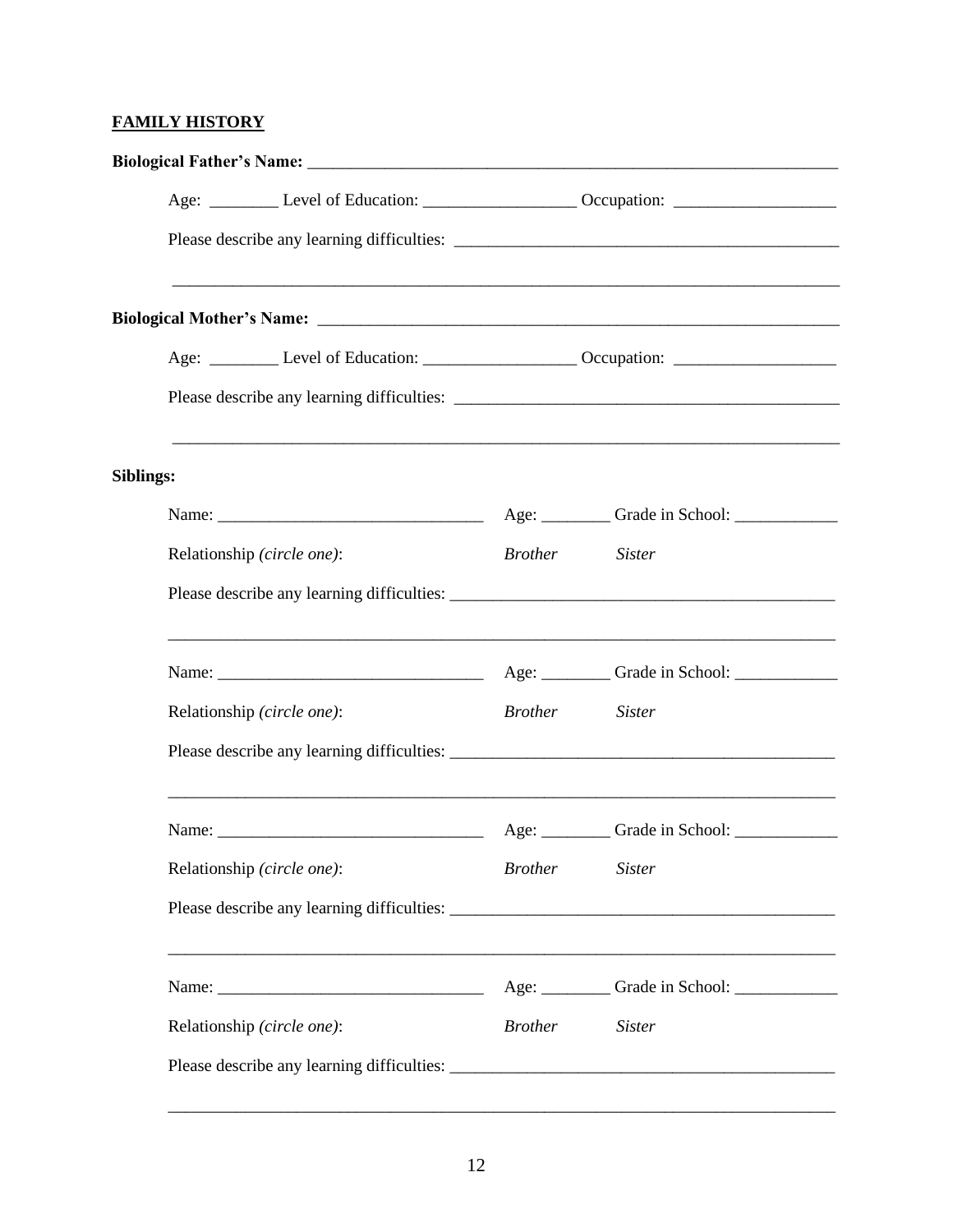## FAMILY HISTORY

**Biological Father's Name:** ______________________________________________________________

Age: ________ Level of Education: __________________ Occupation: ___________________

Please describe any learning difficulties: _____________________________________________

______________________________________________________________________________

**Biological Mother's Name:** ______________________________________________________________

Age: ________ Level of Education: __________________ Occupation: ___________________

Please describe any learning difficulties: _____________________________________________

______________________________________________________________________________

**Siblings:**

Name: _______________________________ Age: ________ Grade in School: ____________

Relationship *(circle one)*: *Brother* *Sister*

Please describe any learning difficulties: _____________________________________________

______________________________________________________________________________

Name: _______________________________ Age: ________ Grade in School: ____________

Relationship *(circle one)*: *Brother* *Sister*

Please describe any learning difficulties: _____________________________________________

______________________________________________________________________________

Name: _______________________________ Age: ________ Grade in School: ____________

Relationship *(circle one)*: *Brother* *Sister*

Please describe any learning difficulties: _____________________________________________

______________________________________________________________________________

Name: _______________________________ Age: ________ Grade in School: ____________

Relationship *(circle one)*: *Brother* *Sister*

Please describe any learning difficulties: _____________________________________________

______________________________________________________________________________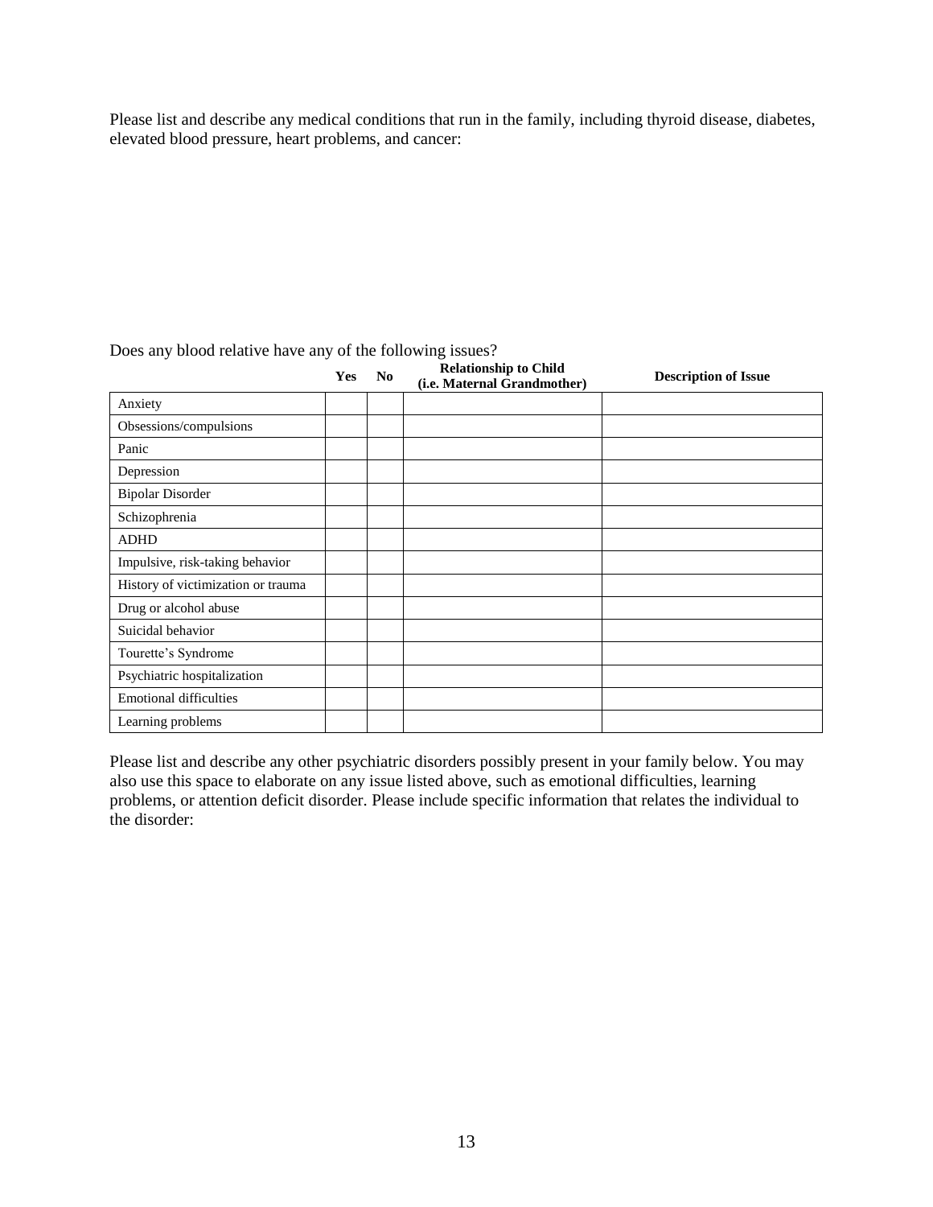Please list and describe any medical conditions that run in the family, including thyroid disease, diabetes, elevated blood pressure, heart problems, and cancer:

Does any blood relative have any of the following issues?

| | **Yes** | **No** | **Relationship to Child (i.e. Maternal Grandmother)** | **Description of Issue** |
|---|---|---|---|---|
| Anxiety | | | | |
| Obsessions/compulsions | | | | |
| Panic | | | | |
| Depression | | | | |
| Bipolar Disorder | | | | |
| Schizophrenia | | | | |
| ADHD | | | | |
| Impulsive, risk-taking behavior | | | | |
| History of victimization or trauma | | | | |
| Drug or alcohol abuse | | | | |
| Suicidal behavior | | | | |
| Tourette's Syndrome | | | | |
| Psychiatric hospitalization | | | | |
| Emotional difficulties | | | | |
| Learning problems | | | | |

Please list and describe any other psychiatric disorders possibly present in your family below. You may also use this space to elaborate on any issue listed above, such as emotional difficulties, learning problems, or attention deficit disorder. Please include specific information that relates the individual to the disorder: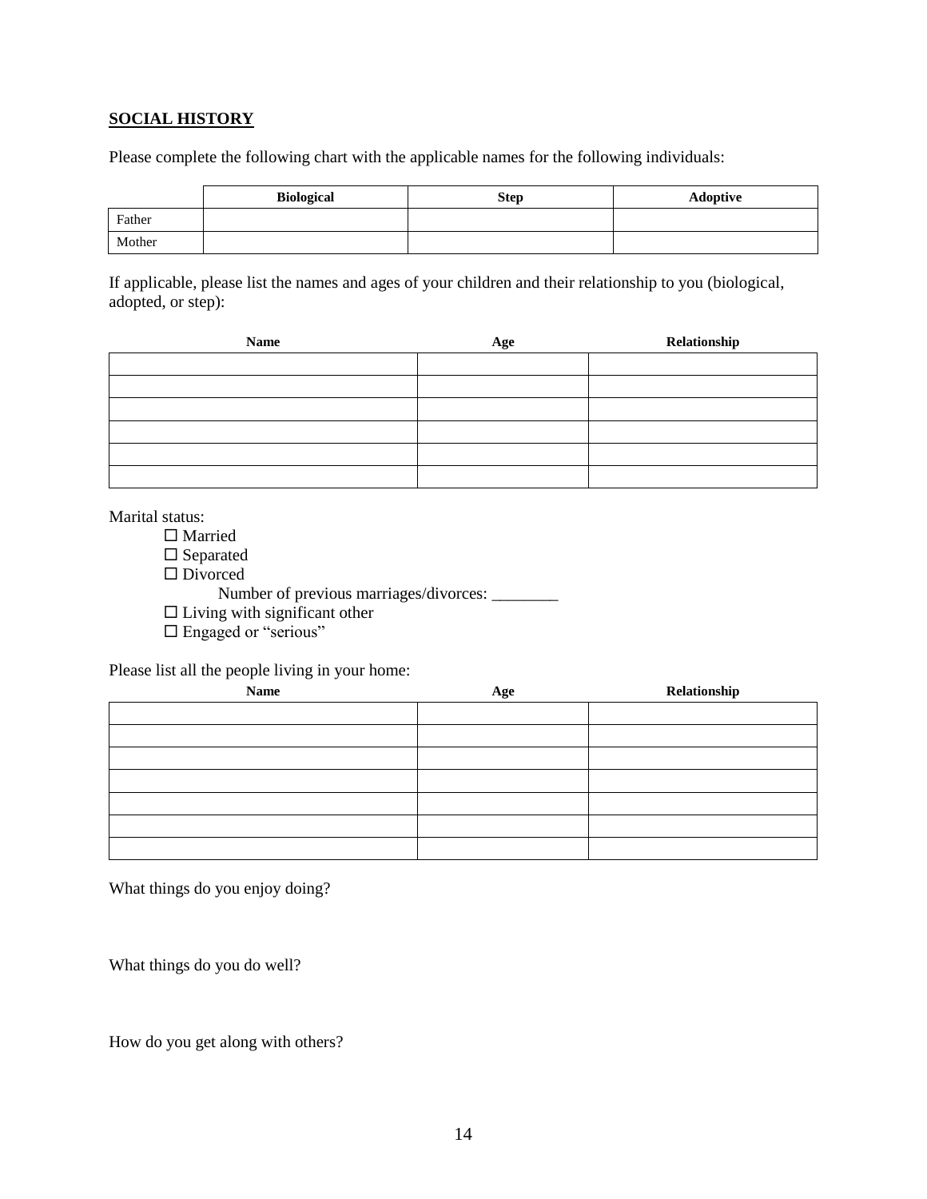**SOCIAL HISTORY**

Please complete the following chart with the applicable names for the following individuals:

| | Biological | Step | Adoptive |
|---|---|---|---|
| Father | | | |
| Mother | | | |

If applicable, please list the names and ages of your children and their relationship to you (biological, adopted, or step):

| Name | Age | Relationship |
|---|---|---|
| | | |
| | | |
| | | |
| | | |
| | | |
| | | |

Marital status:

- ☐ Married
- ☐ Separated
- ☐ Divorced
  - Number of previous marriages/divorces: ________
- ☐ Living with significant other
- ☐ Engaged or "serious"

Please list all the people living in your home:

| Name | Age | Relationship |
|---|---|---|
| | | |
| | | |
| | | |
| | | |
| | | |
| | | |
| | | |

What things do you enjoy doing?

What things do you do well?

How do you get along with others?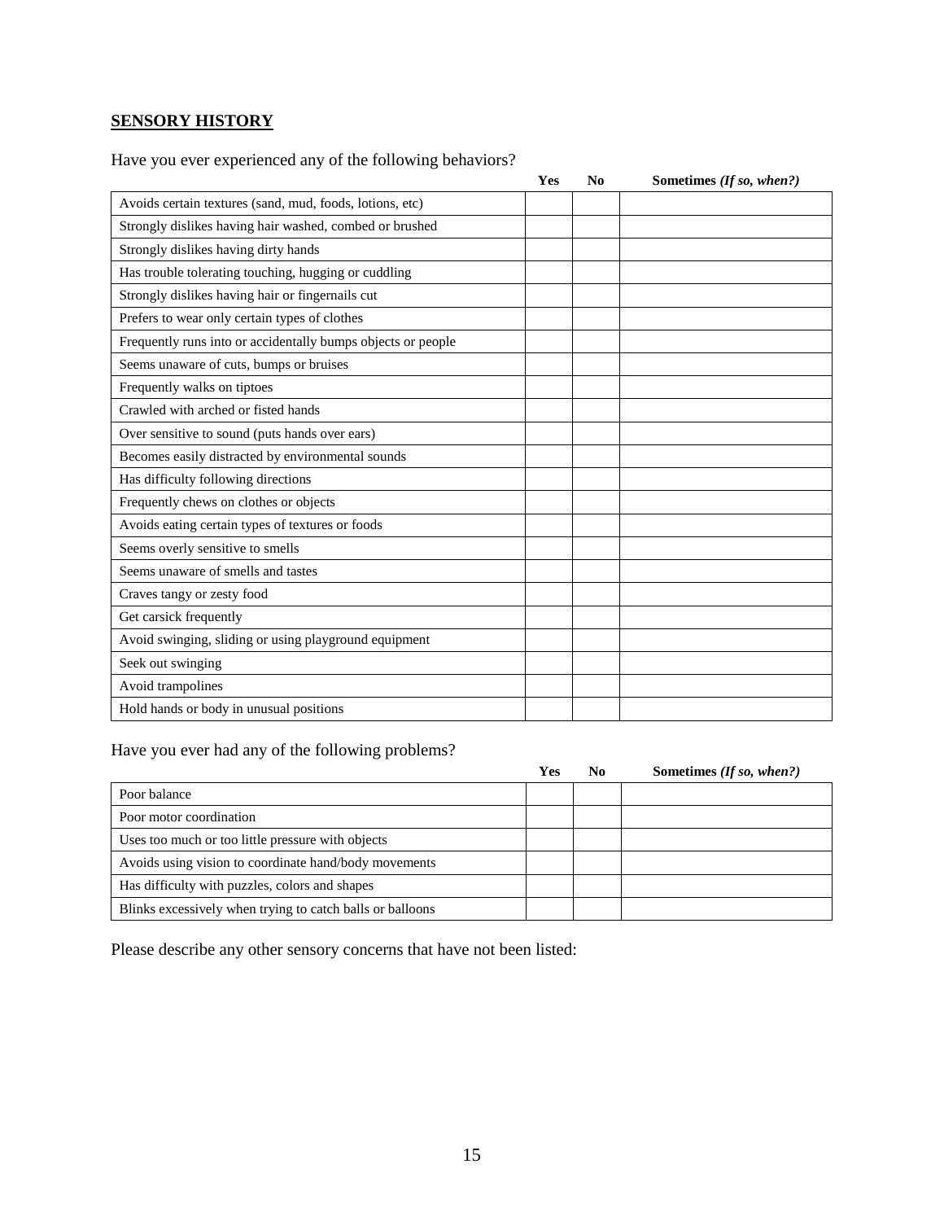**SENSORY HISTORY**

Have you ever experienced any of the following behaviors?

| | Yes | No | Sometimes *(If so, when?)* |
|---|---|---|---|
| Avoids certain textures (sand, mud, foods, lotions, etc) | | | |
| Strongly dislikes having hair washed, combed or brushed | | | |
| Strongly dislikes having dirty hands | | | |
| Has trouble tolerating touching, hugging or cuddling | | | |
| Strongly dislikes having hair or fingernails cut | | | |
| Prefers to wear only certain types of clothes | | | |
| Frequently runs into or accidentally bumps objects or people | | | |
| Seems unaware of cuts, bumps or bruises | | | |
| Frequently walks on tiptoes | | | |
| Crawled with arched or fisted hands | | | |
| Over sensitive to sound (puts hands over ears) | | | |
| Becomes easily distracted by environmental sounds | | | |
| Has difficulty following directions | | | |
| Frequently chews on clothes or objects | | | |
| Avoids eating certain types of textures or foods | | | |
| Seems overly sensitive to smells | | | |
| Seems unaware of smells and tastes | | | |
| Craves tangy or zesty food | | | |
| Get carsick frequently | | | |
| Avoid swinging, sliding or using playground equipment | | | |
| Seek out swinging | | | |
| Avoid trampolines | | | |
| Hold hands or body in unusual positions | | | |

Have you ever had any of the following problems?

| | Yes | No | Sometimes *(If so, when?)* |
|---|---|---|---|
| Poor balance | | | |
| Poor motor coordination | | | |
| Uses too much or too little pressure with objects | | | |
| Avoids using vision to coordinate hand/body movements | | | |
| Has difficulty with puzzles, colors and shapes | | | |
| Blinks excessively when trying to catch balls or balloons | | | |

Please describe any other sensory concerns that have not been listed: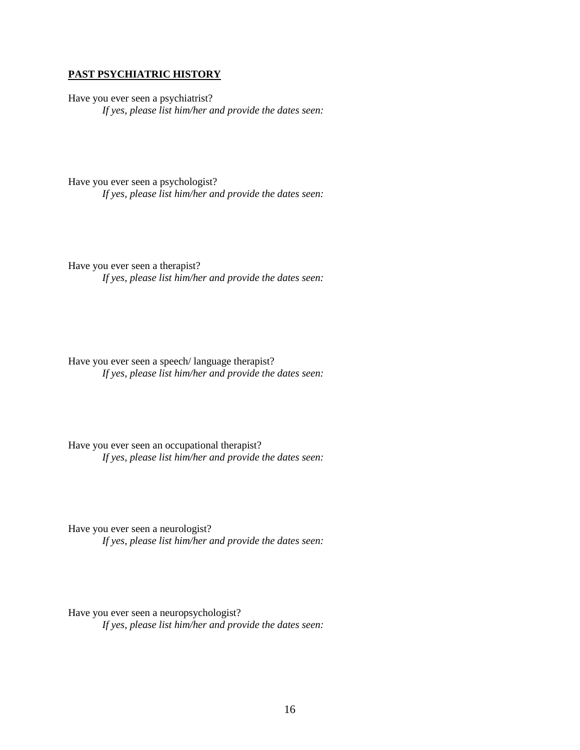**<u>PAST PSYCHIATRIC HISTORY</u>**

Have you ever seen a psychiatrist?

*If yes, please list him/her and provide the dates seen:*

Have you ever seen a psychologist?

*If yes, please list him/her and provide the dates seen:*

Have you ever seen a therapist?

*If yes, please list him/her and provide the dates seen:*

Have you ever seen a speech/ language therapist?

*If yes, please list him/her and provide the dates seen:*

Have you ever seen an occupational therapist?

*If yes, please list him/her and provide the dates seen:*

Have you ever seen a neurologist?

*If yes, please list him/her and provide the dates seen:*

Have you ever seen a neuropsychologist?

*If yes, please list him/her and provide the dates seen:*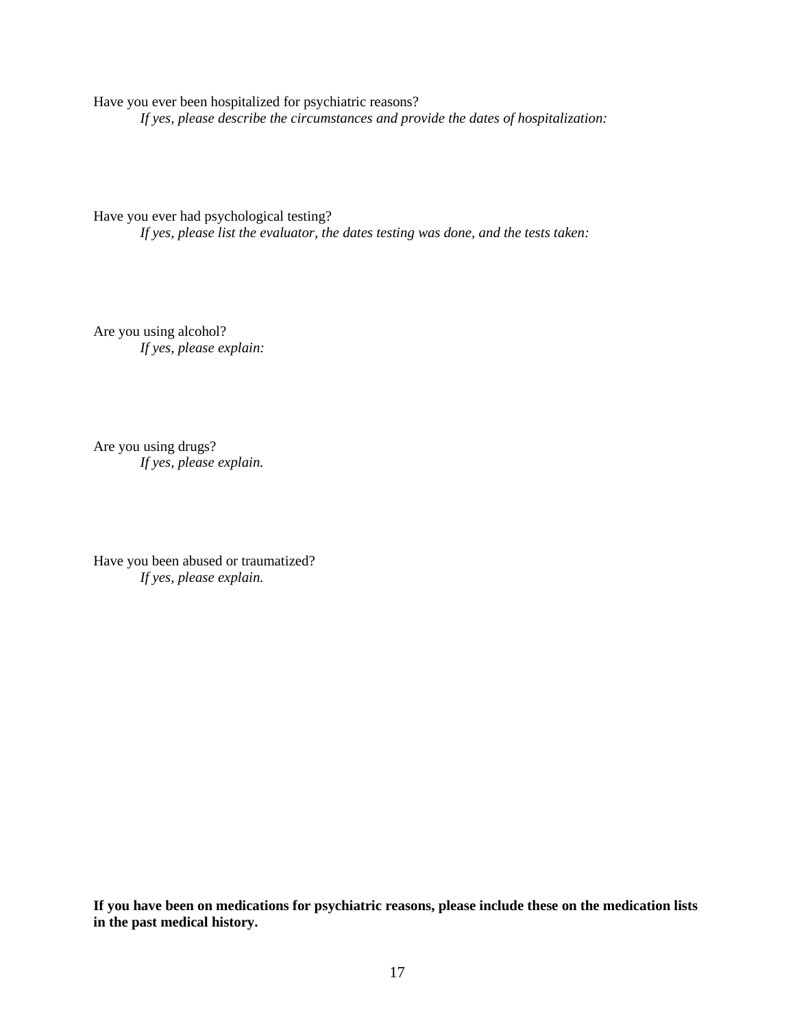Have you ever been hospitalized for psychiatric reasons?

*If yes, please describe the circumstances and provide the dates of hospitalization:*

Have you ever had psychological testing?

*If yes, please list the evaluator, the dates testing was done, and the tests taken:*

Are you using alcohol?

*If yes, please explain:*

Are you using drugs?

*If yes, please explain.*

Have you been abused or traumatized?

*If yes, please explain.*

**If you have been on medications for psychiatric reasons, please include these on the medication lists in the past medical history.**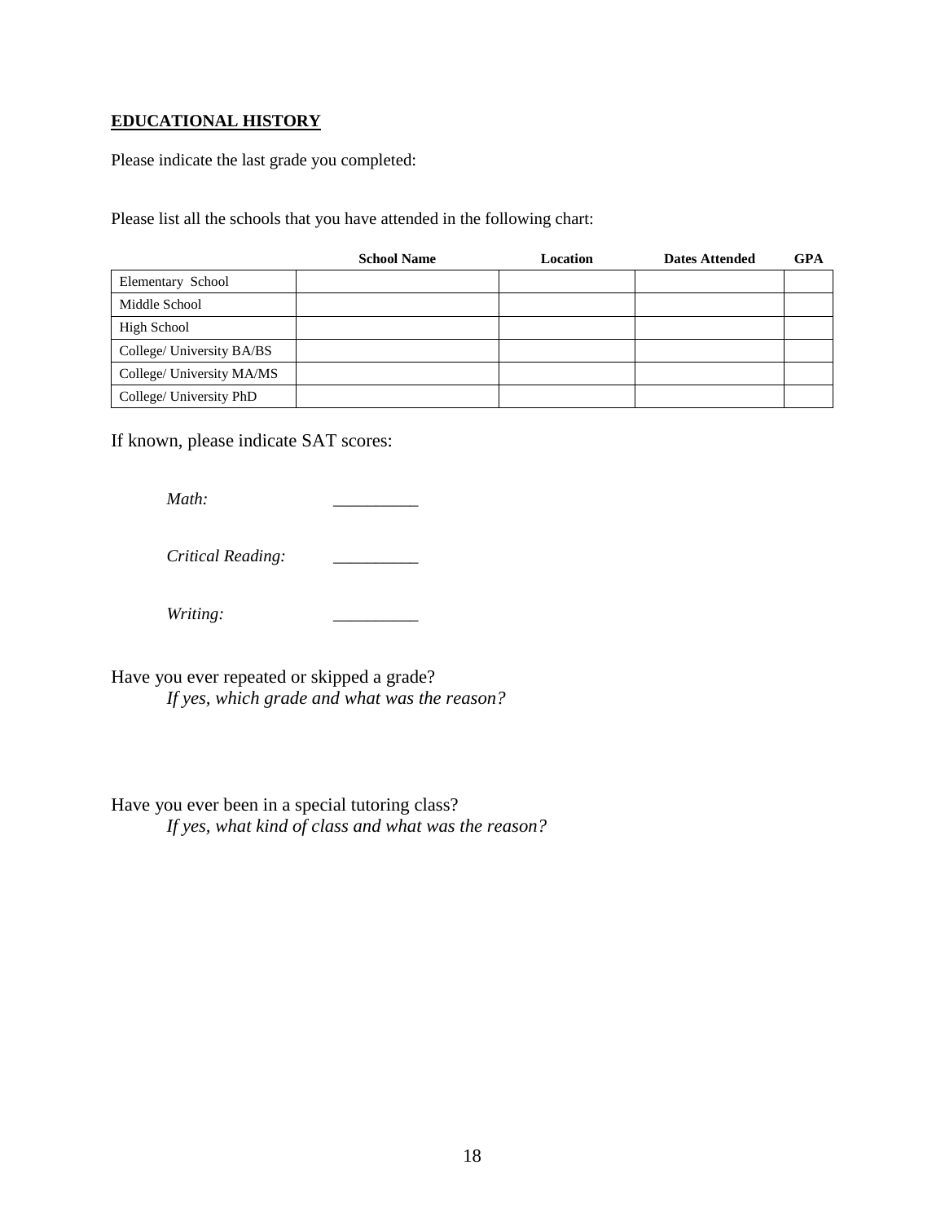**<u>EDUCATIONAL HISTORY</u>**

Please indicate the last grade you completed:

Please list all the schools that you have attended in the following chart:

| | School Name | Location | Dates Attended | GPA |
|---|---|---|---|---|
| Elementary School | | | | |
| Middle School | | | | |
| High School | | | | |
| College/ University BA/BS | | | | |
| College/ University MA/MS | | | | |
| College/ University PhD | | | | |

If known, please indicate SAT scores:

*Math:* __________

*Critical Reading:* __________

*Writing:* __________

Have you ever repeated or skipped a grade?
*If yes, which grade and what was the reason?*

Have you ever been in a special tutoring class?
*If yes, what kind of class and what was the reason?*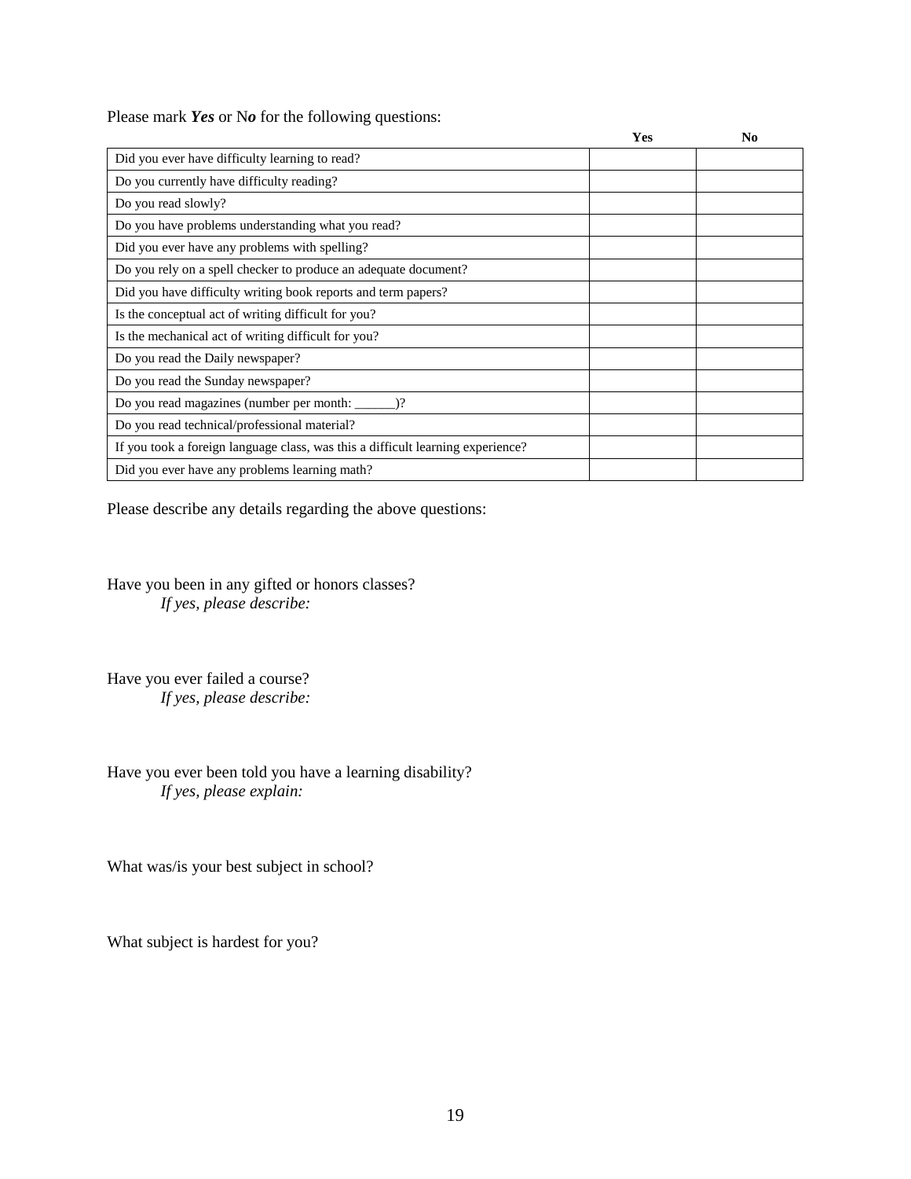Please mark ***Yes*** or N***o*** for the following questions:

| | **Yes** | **No** |
|---|---|---|
| Did you ever have difficulty learning to read? | | |
| Do you currently have difficulty reading? | | |
| Do you read slowly? | | |
| Do you have problems understanding what you read? | | |
| Did you ever have any problems with spelling? | | |
| Do you rely on a spell checker to produce an adequate document? | | |
| Did you have difficulty writing book reports and term papers? | | |
| Is the conceptual act of writing difficult for you? | | |
| Is the mechanical act of writing difficult for you? | | |
| Do you read the Daily newspaper? | | |
| Do you read the Sunday newspaper? | | |
| Do you read magazines (number per month: ______)? | | |
| Do you read technical/professional material? | | |
| If you took a foreign language class, was this a difficult learning experience? | | |
| Did you ever have any problems learning math? | | |

Please describe any details regarding the above questions:

Have you been in any gifted or honors classes?

*If yes, please describe:*

Have you ever failed a course?

*If yes, please describe:*

Have you ever been told you have a learning disability?

*If yes, please explain:*

What was/is your best subject in school?

What subject is hardest for you?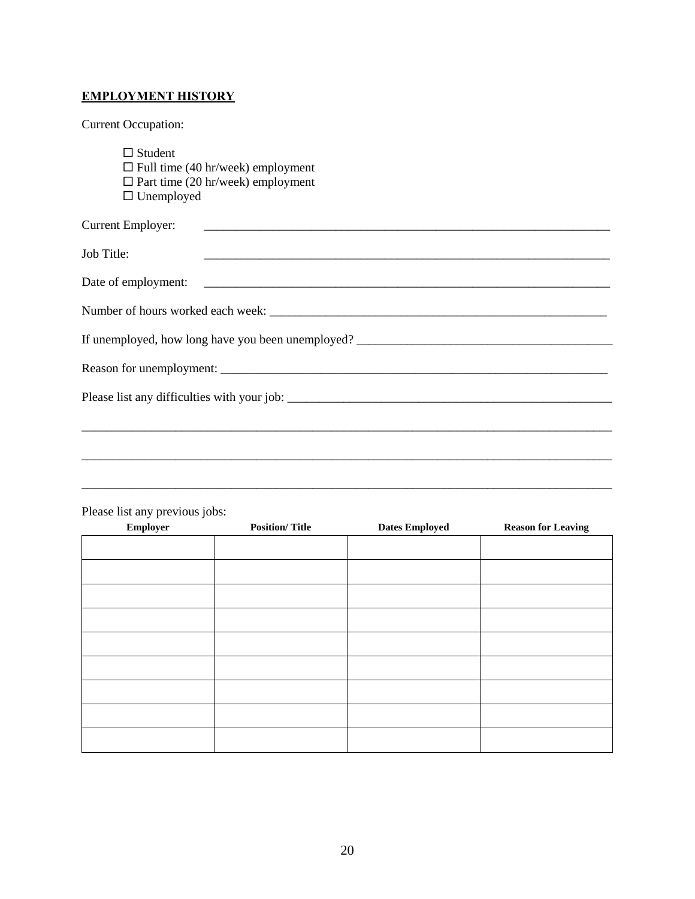## EMPLOYMENT HISTORY

Current Occupation:

- ☐ Student
- ☐ Full time (40 hr/week) employment
- ☐ Part time (20 hr/week) employment
- ☐ Unemployed

Current Employer: ____________________________________________________________________

Job Title: ____________________________________________________________________

Date of employment: ____________________________________________________________________

Number of hours worked each week: ____________________________________________________________

If unemployed, how long have you been unemployed? ___________________________________________

Reason for unemployment: _________________________________________________________________

Please list any difficulties with your job: ______________________________________________________

________________________________________________________________________________________

________________________________________________________________________________________

________________________________________________________________________________________

Please list any previous jobs:

| Employer | Position/ Title | Dates Employed | Reason for Leaving |
|---|---|---|---|
| | | | |
| | | | |
| | | | |
| | | | |
| | | | |
| | | | |
| | | | |
| | | | |
| | | | |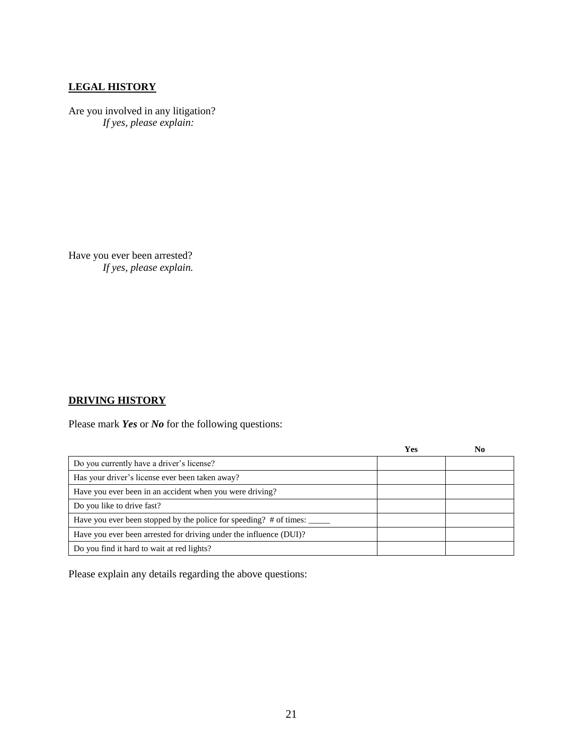## LEGAL HISTORY

Are you involved in any litigation?
*If yes, please explain:*

Have you ever been arrested?
*If yes, please explain.*

## DRIVING HISTORY

Please mark ***Yes*** or ***No*** for the following questions:

| | Yes | No |
|---|---|---|
| Do you currently have a driver's license? | | |
| Has your driver's license ever been taken away? | | |
| Have you ever been in an accident when you were driving? | | |
| Do you like to drive fast? | | |
| Have you ever been stopped by the police for speeding? # of times: _____ | | |
| Have you ever been arrested for driving under the influence (DUI)? | | |
| Do you find it hard to wait at red lights? | | |

Please explain any details regarding the above questions: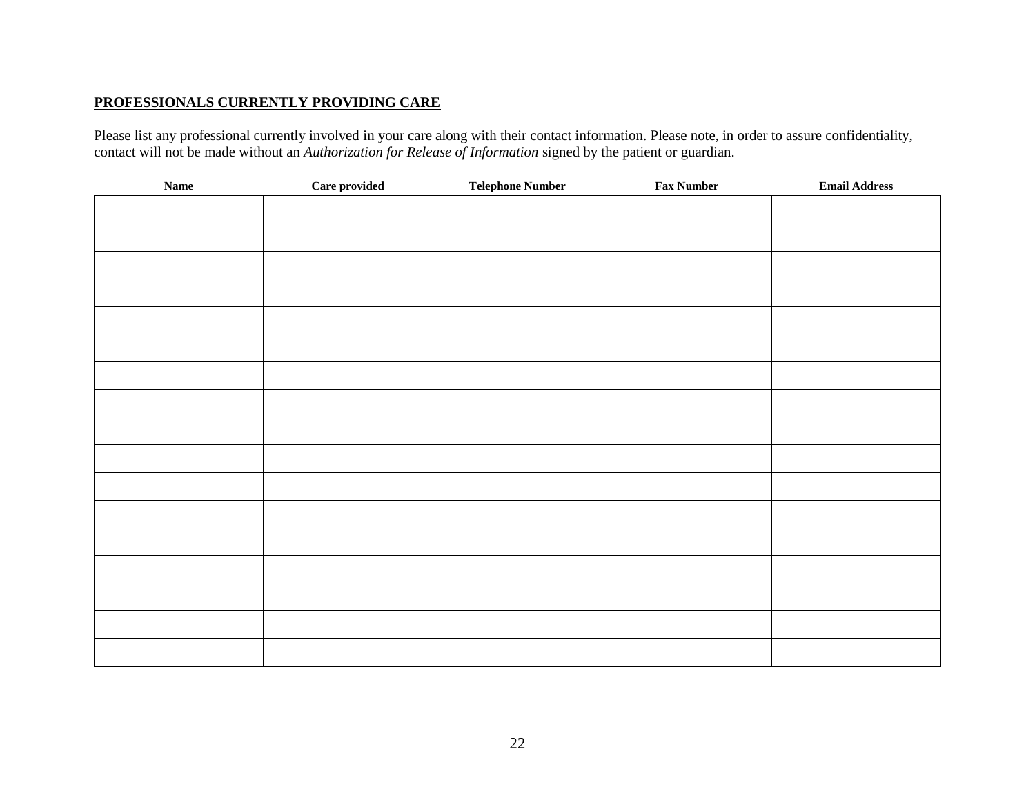**PROFESSIONALS CURRENTLY PROVIDING CARE**

Please list any professional currently involved in your care along with their contact information. Please note, in order to assure confidentiality, contact will not be made without an *Authorization for Release of Information* signed by the patient or guardian.

| Name | Care provided | Telephone Number | Fax Number | Email Address |
|---|---|---|---|---|
| | | | | |
| | | | | |
| | | | | |
| | | | | |
| | | | | |
| | | | | |
| | | | | |
| | | | | |
| | | | | |
| | | | | |
| | | | | |
| | | | | |
| | | | | |
| | | | | |
| | | | | |
| | | | | |
| | | | | |